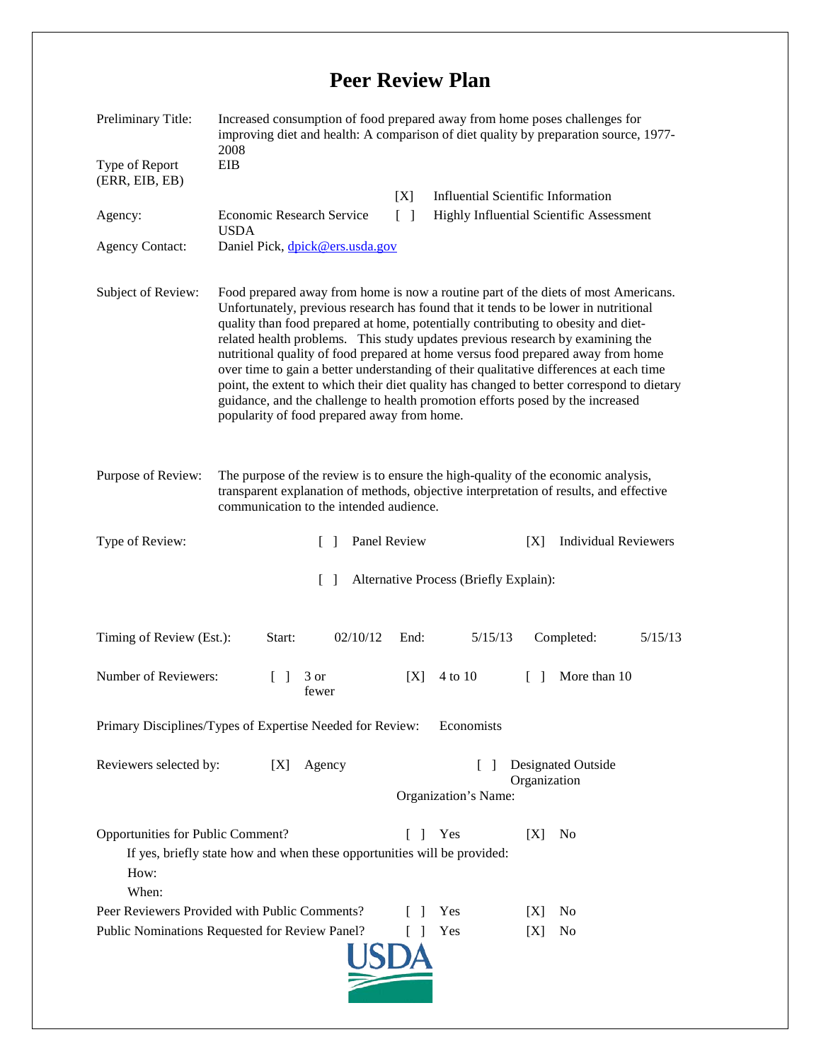# Peer Review Plan

Preliminary Title: Increased consumption of food prepared away from home poses challenges for improving diet and health: A comparison of diet quality by preparation source, 1977-2008

Type of Report (ERR, EIB, EB): EIB

[X] Influential Scientific Information

[ ] Highly Influential Scientific Assessment

Agency: Economic Research Service USDA

Agency Contact: Daniel Pick, dpick@ers.usda.gov

Subject of Review: Food prepared away from home is now a routine part of the diets of most Americans. Unfortunately, previous research has found that it tends to be lower in nutritional quality than food prepared at home, potentially contributing to obesity and diet-related health problems. This study updates previous research by examining the nutritional quality of food prepared at home versus food prepared away from home over time to gain a better understanding of their qualitative differences at each time point, the extent to which their diet quality has changed to better correspond to dietary guidance, and the challenge to health promotion efforts posed by the increased popularity of food prepared away from home.

Purpose of Review: The purpose of the review is to ensure the high-quality of the economic analysis, transparent explanation of methods, objective interpretation of results, and effective communication to the intended audience.

Type of Review: [ ] Panel Review [X] Individual Reviewers

[ ] Alternative Process (Briefly Explain):

Timing of Review (Est.): Start: 02/10/12 End: 5/15/13 Completed: 5/15/13

Number of Reviewers: [ ] 3 or fewer [X] 4 to 10 [ ] More than 10

Primary Disciplines/Types of Expertise Needed for Review: Economists

Reviewers selected by: [X] Agency [ ] Designated Outside Organization

Organization's Name:

Opportunities for Public Comment? [ ] Yes [X] No

If yes, briefly state how and when these opportunities will be provided:

How:

When:

Peer Reviewers Provided with Public Comments? [ ] Yes [X] No

Public Nominations Requested for Review Panel? [ ] Yes [X] No